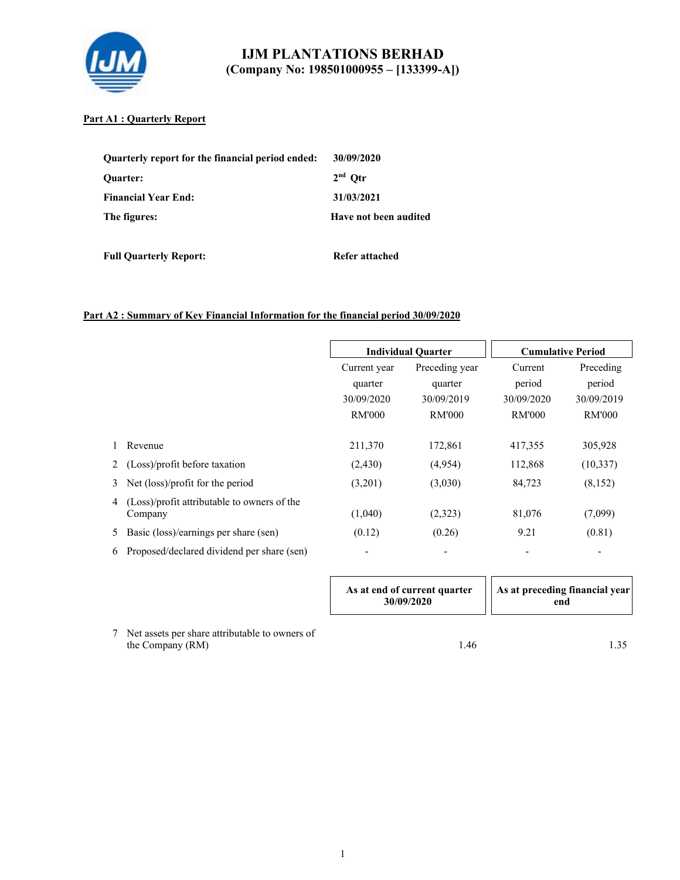# IJM PLANTATIONS BERHAD
## (Company No: 198501000955 – [133399-A])

**Part A1 : Quarterly Report**

| | |
|---|---|
| **Quarterly report for the financial period ended:** | **30/09/2020** |
| **Quarter:** | **2nd Qtr** |
| **Financial Year End:** | **31/03/2021** |
| **The figures:** | **Have not been audited** |
| **Full Quarterly Report:** | **Refer attached** |

**Part A2 : Summary of Key Financial Information for the financial period 30/09/2020**

| | | **Individual Quarter** | | **Cumulative Period** | |
|---|---|---|---|---|---|
| | | Current year quarter 30/09/2020 RM'000 | Preceding year quarter 30/09/2019 RM'000 | Current period 30/09/2020 RM'000 | Preceding period 30/09/2019 RM'000 |
| 1 | Revenue | 211,370 | 172,861 | 417,355 | 305,928 |
| 2 | (Loss)/profit before taxation | (2,430) | (4,954) | 112,868 | (10,337) |
| 3 | Net (loss)/profit for the period | (3,201) | (3,030) | 84,723 | (8,152) |
| 4 | (Loss)/profit attributable to owners of the Company | (1,040) | (2,323) | 81,076 | (7,099) |
| 5 | Basic (loss)/earnings per share (sen) | (0.12) | (0.26) | 9.21 | (0.81) |
| 6 | Proposed/declared dividend per share (sen) | - | - | - | - |

| | | **As at end of current quarter 30/09/2020** | **As at preceding financial year end** |
|---|---|---|---|
| 7 | Net assets per share attributable to owners of the Company (RM) | 1.46 | 1.35 |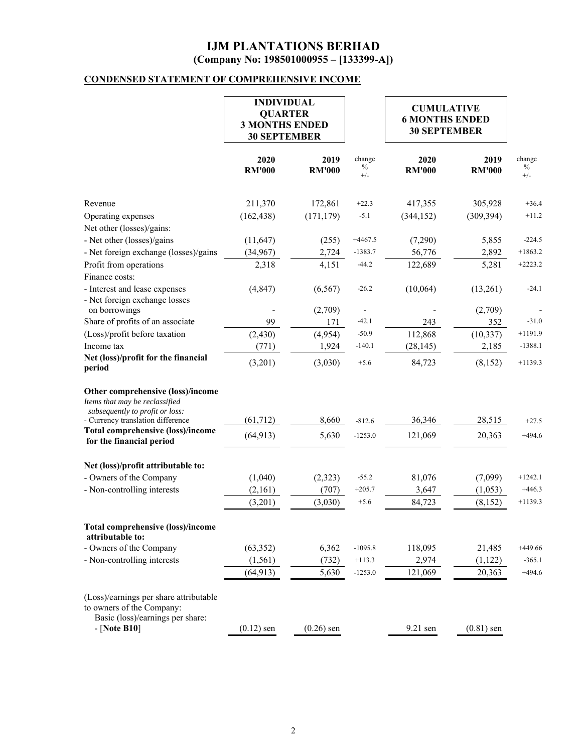# IJM PLANTATIONS BERHAD
## (Company No: 198501000955 – [133399-A])

### CONDENSED STATEMENT OF COMPREHENSIVE INCOME

| | INDIVIDUAL QUARTER 3 MONTHS ENDED 30 SEPTEMBER | | | CUMULATIVE 6 MONTHS ENDED 30 SEPTEMBER | | |
|---|---|---|---|---|---|---|
| | 2020 RM'000 | 2019 RM'000 | change % +/- | 2020 RM'000 | 2019 RM'000 | change % +/- |
| Revenue | 211,370 | 172,861 | +22.3 | 417,355 | 305,928 | +36.4 |
| Operating expenses | (162,438) | (171,179) | -5.1 | (344,152) | (309,394) | +11.2 |
| Net other (losses)/gains: | | | | | | |
| - Net other (losses)/gains | (11,647) | (255) | +4467.5 | (7,290) | 5,855 | -224.5 |
| - Net foreign exchange (losses)/gains | (34,967) | 2,724 | -1383.7 | 56,776 | 2,892 | +1863.2 |
| Profit from operations | 2,318 | 4,151 | -44.2 | 122,689 | 5,281 | +2223.2 |
| Finance costs: | | | | | | |
| - Interest and lease expenses | (4,847) | (6,567) | -26.2 | (10,064) | (13,261) | -24.1 |
| - Net foreign exchange losses on borrowings | - | (2,709) | - | - | (2,709) | - |
| Share of profits of an associate | 99 | 171 | -42.1 | 243 | 352 | -31.0 |
| (Loss)/profit before taxation | (2,430) | (4,954) | -50.9 | 112,868 | (10,337) | +1191.9 |
| Income tax | (771) | 1,924 | -140.1 | (28,145) | 2,185 | -1388.1 |
| **Net (loss)/profit for the financial period** | (3,201) | (3,030) | +5.6 | 84,723 | (8,152) | +1139.3 |
| **Other comprehensive (loss)/income** | | | | | | |
| *Items that may be reclassified subsequently to profit or loss:* | | | | | | |
| - Currency translation difference | (61,712) | 8,660 | -812.6 | 36,346 | 28,515 | +27.5 |
| **Total comprehensive (loss)/income for the financial period** | (64,913) | 5,630 | -1253.0 | 121,069 | 20,363 | +494.6 |
| **Net (loss)/profit attributable to:** | | | | | | |
| - Owners of the Company | (1,040) | (2,323) | -55.2 | 81,076 | (7,099) | +1242.1 |
| - Non-controlling interests | (2,161) | (707) | +205.7 | 3,647 | (1,053) | +446.3 |
| | (3,201) | (3,030) | +5.6 | 84,723 | (8,152) | +1139.3 |
| **Total comprehensive (loss)/income attributable to:** | | | | | | |
| - Owners of the Company | (63,352) | 6,362 | -1095.8 | 118,095 | 21,485 | +449.66 |
| - Non-controlling interests | (1,561) | (732) | +113.3 | 2,974 | (1,122) | -365.1 |
| | (64,913) | 5,630 | -1253.0 | 121,069 | 20,363 | +494.6 |
| (Loss)/earnings per share attributable to owners of the Company: Basic (loss)/earnings per share: - [**Note B10**] | (0.12) sen | (0.26) sen | | 9.21 sen | (0.81) sen | |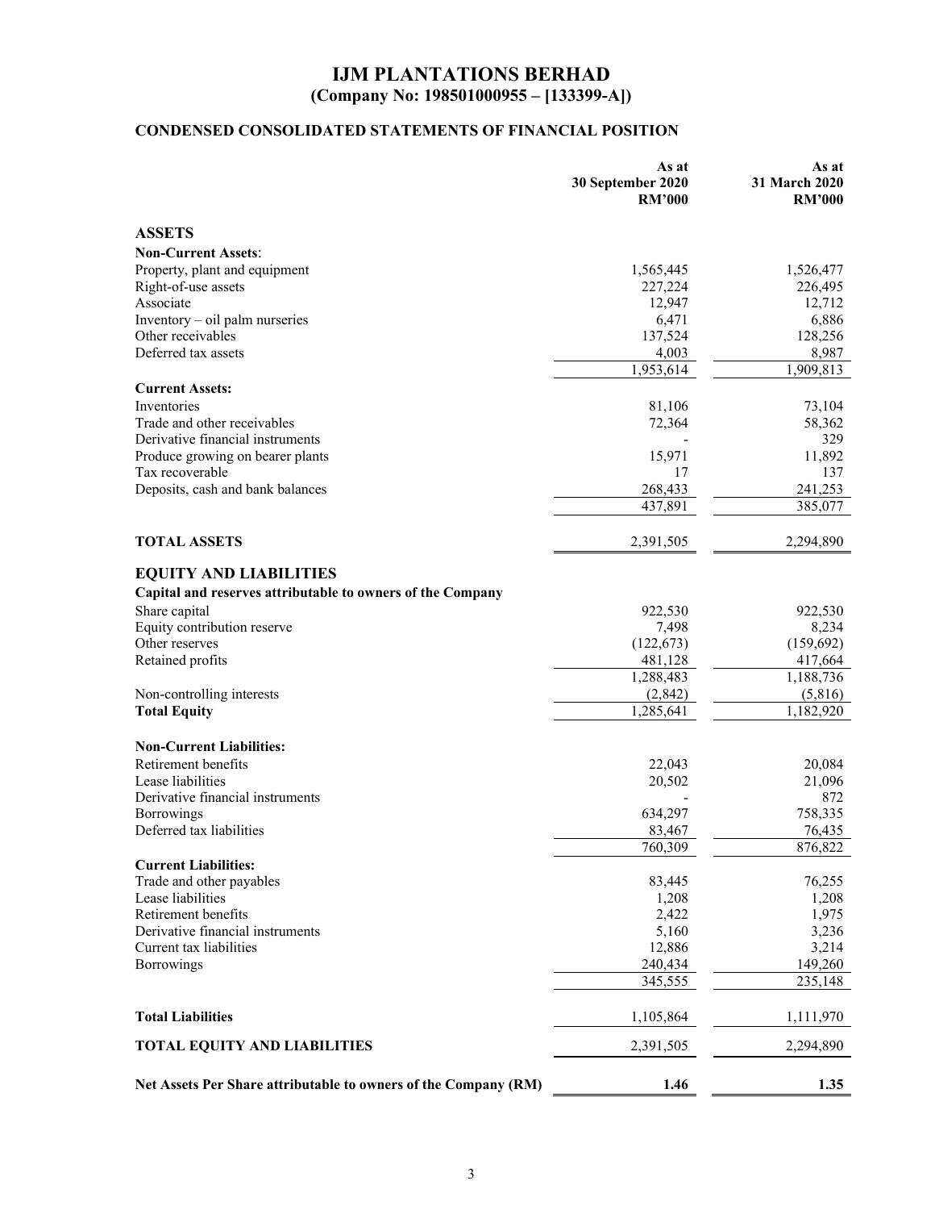# IJM PLANTATIONS BERHAD
## (Company No: 198501000955 – [133399-A])

### CONDENSED CONSOLIDATED STATEMENTS OF FINANCIAL POSITION

| | As at 30 September 2020 RM'000 | As at 31 March 2020 RM'000 |
|---|---|---|
| **ASSETS** | | |
| **Non-Current Assets**: | | |
| Property, plant and equipment | 1,565,445 | 1,526,477 |
| Right-of-use assets | 227,224 | 226,495 |
| Associate | 12,947 | 12,712 |
| Inventory – oil palm nurseries | 6,471 | 6,886 |
| Other receivables | 137,524 | 128,256 |
| Deferred tax assets | 4,003 | 8,987 |
| | 1,953,614 | 1,909,813 |
| **Current Assets:** | | |
| Inventories | 81,106 | 73,104 |
| Trade and other receivables | 72,364 | 58,362 |
| Derivative financial instruments | - | 329 |
| Produce growing on bearer plants | 15,971 | 11,892 |
| Tax recoverable | 17 | 137 |
| Deposits, cash and bank balances | 268,433 | 241,253 |
| | 437,891 | 385,077 |
| **TOTAL ASSETS** | 2,391,505 | 2,294,890 |
| **EQUITY AND LIABILITIES** | | |
| **Capital and reserves attributable to owners of the Company** | | |
| Share capital | 922,530 | 922,530 |
| Equity contribution reserve | 7,498 | 8,234 |
| Other reserves | (122,673) | (159,692) |
| Retained profits | 481,128 | 417,664 |
| | 1,288,483 | 1,188,736 |
| Non-controlling interests | (2,842) | (5,816) |
| **Total Equity** | 1,285,641 | 1,182,920 |
| **Non-Current Liabilities:** | | |
| Retirement benefits | 22,043 | 20,084 |
| Lease liabilities | 20,502 | 21,096 |
| Derivative financial instruments | - | 872 |
| Borrowings | 634,297 | 758,335 |
| Deferred tax liabilities | 83,467 | 76,435 |
| | 760,309 | 876,822 |
| **Current Liabilities:** | | |
| Trade and other payables | 83,445 | 76,255 |
| Lease liabilities | 1,208 | 1,208 |
| Retirement benefits | 2,422 | 1,975 |
| Derivative financial instruments | 5,160 | 3,236 |
| Current tax liabilities | 12,886 | 3,214 |
| Borrowings | 240,434 | 149,260 |
| | 345,555 | 235,148 |
| **Total Liabilities** | 1,105,864 | 1,111,970 |
| **TOTAL EQUITY AND LIABILITIES** | 2,391,505 | 2,294,890 |
| **Net Assets Per Share attributable to owners of the Company (RM)** | **1.46** | **1.35** |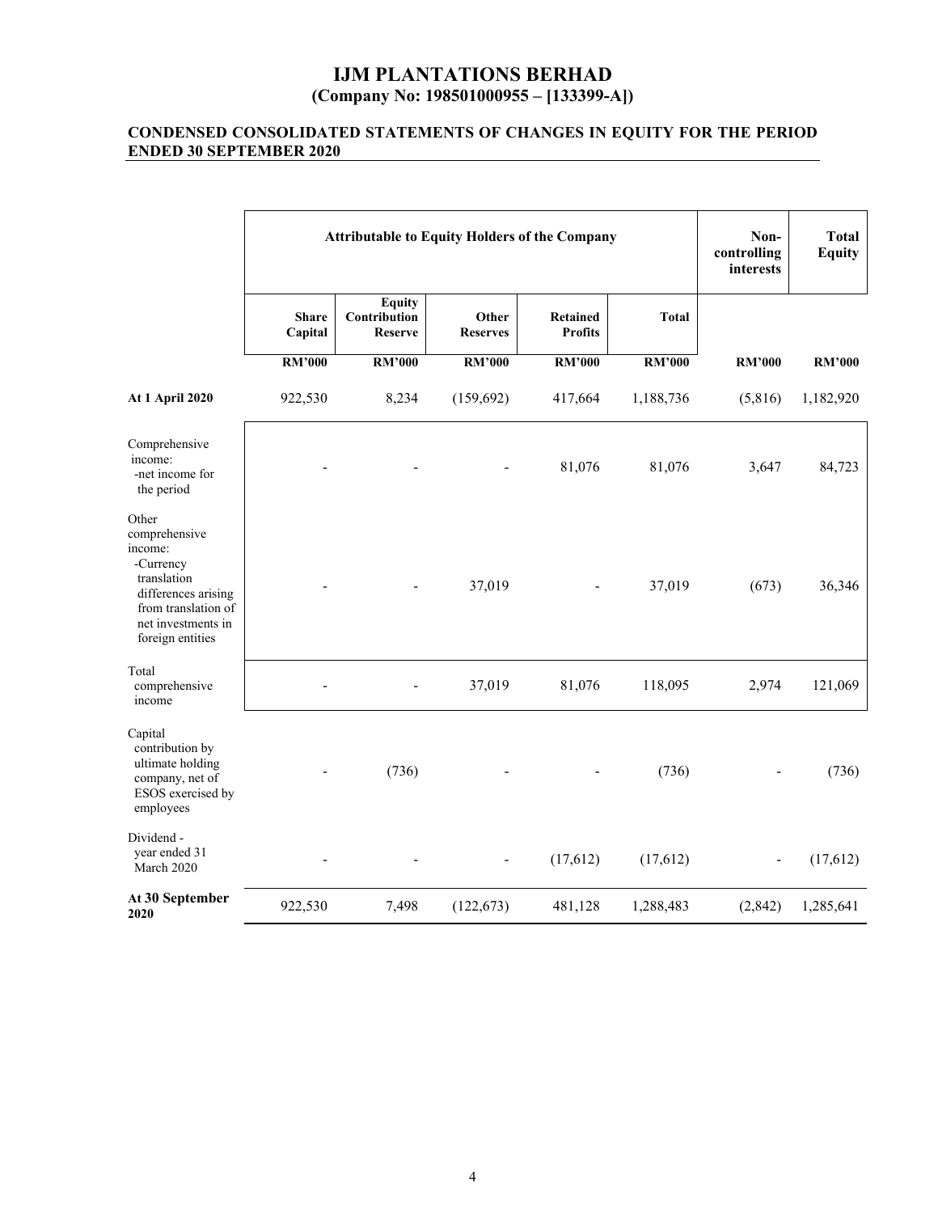# IJM PLANTATIONS BERHAD
## (Company No: 198501000955 – [133399-A])

### CONDENSED CONSOLIDATED STATEMENTS OF CHANGES IN EQUITY FOR THE PERIOD ENDED 30 SEPTEMBER 2020

| | Attributable to Equity Holders of the Company | | | | | Non-controlling interests | Total Equity |
|---|---|---|---|---|---|---|---|
| | Share Capital | Equity Contribution Reserve | Other Reserves | Retained Profits | Total | | |
| | RM'000 | RM'000 | RM'000 | RM'000 | RM'000 | RM'000 | RM'000 |
| **At 1 April 2020** | 922,530 | 8,234 | (159,692) | 417,664 | 1,188,736 | (5,816) | 1,182,920 |
| Comprehensive income: -net income for the period | - | - | - | 81,076 | 81,076 | 3,647 | 84,723 |
| Other comprehensive income: -Currency translation differences arising from translation of net investments in foreign entities | - | - | 37,019 | - | 37,019 | (673) | 36,346 |
| Total comprehensive income | - | - | 37,019 | 81,076 | 118,095 | 2,974 | 121,069 |
| Capital contribution by ultimate holding company, net of ESOS exercised by employees | - | (736) | - | - | (736) | - | (736) |
| Dividend - year ended 31 March 2020 | - | - | - | (17,612) | (17,612) | - | (17,612) |
| **At 30 September 2020** | 922,530 | 7,498 | (122,673) | 481,128 | 1,288,483 | (2,842) | 1,285,641 |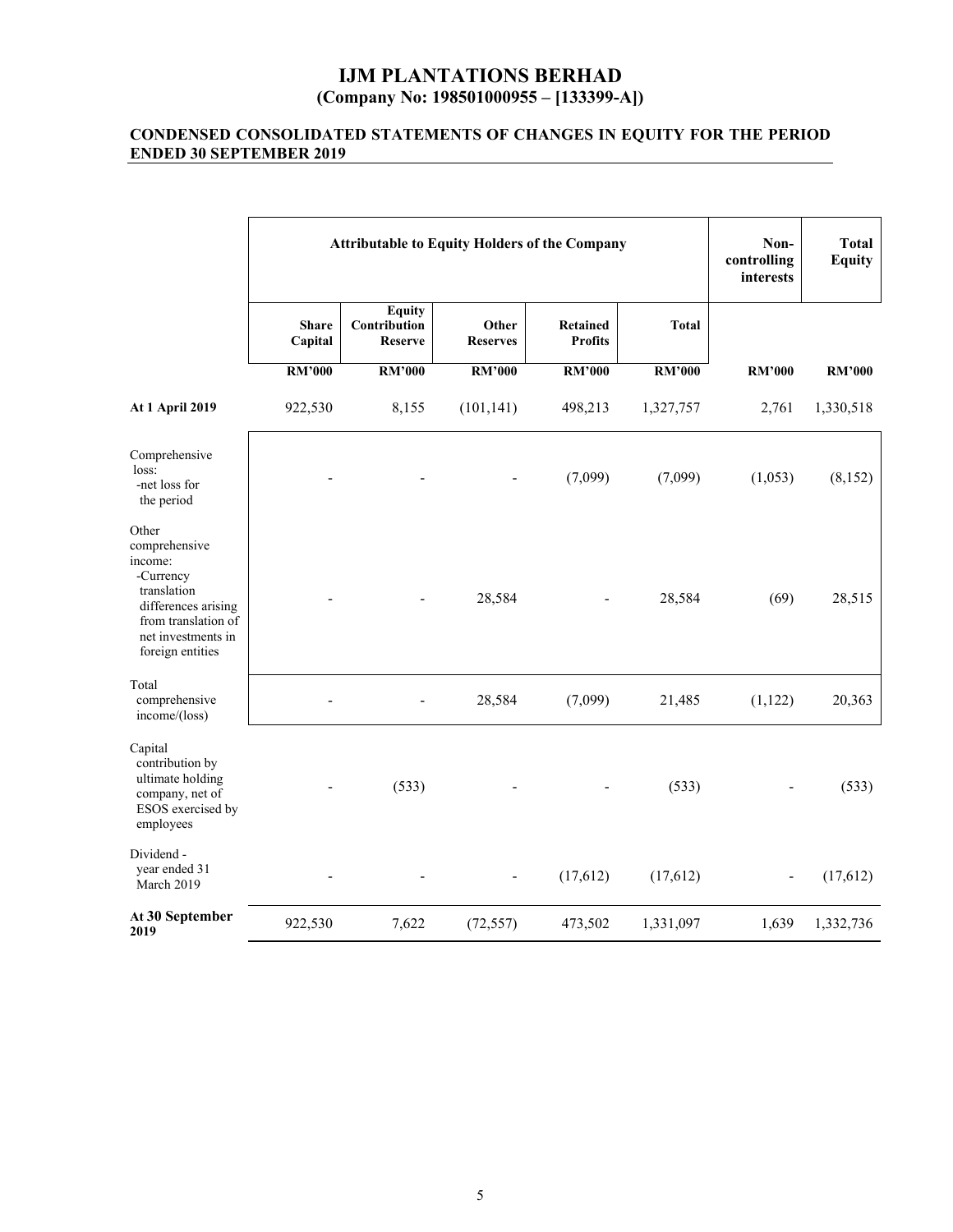# IJM PLANTATIONS BERHAD
## (Company No: 198501000955 – [133399-A])

### CONDENSED CONSOLIDATED STATEMENTS OF CHANGES IN EQUITY FOR THE PERIOD ENDED 30 SEPTEMBER 2019

| | Attributable to Equity Holders of the Company | | | | | Non-controlling interests | Total Equity |
|---|---|---|---|---|---|---|---|
| | Share Capital | Equity Contribution Reserve | Other Reserves | Retained Profits | Total | | |
| | RM'000 | RM'000 | RM'000 | RM'000 | RM'000 | RM'000 | RM'000 |
| **At 1 April 2019** | 922,530 | 8,155 | (101,141) | 498,213 | 1,327,757 | 2,761 | 1,330,518 |
| Comprehensive loss: -net loss for the period | - | - | - | (7,099) | (7,099) | (1,053) | (8,152) |
| Other comprehensive income: -Currency translation differences arising from translation of net investments in foreign entities | - | - | 28,584 | - | 28,584 | (69) | 28,515 |
| Total comprehensive income/(loss) | - | - | 28,584 | (7,099) | 21,485 | (1,122) | 20,363 |
| Capital contribution by ultimate holding company, net of ESOS exercised by employees | - | (533) | - | - | (533) | - | (533) |
| Dividend - year ended 31 March 2019 | - | - | - | (17,612) | (17,612) | - | (17,612) |
| **At 30 September 2019** | 922,530 | 7,622 | (72,557) | 473,502 | 1,331,097 | 1,639 | 1,332,736 |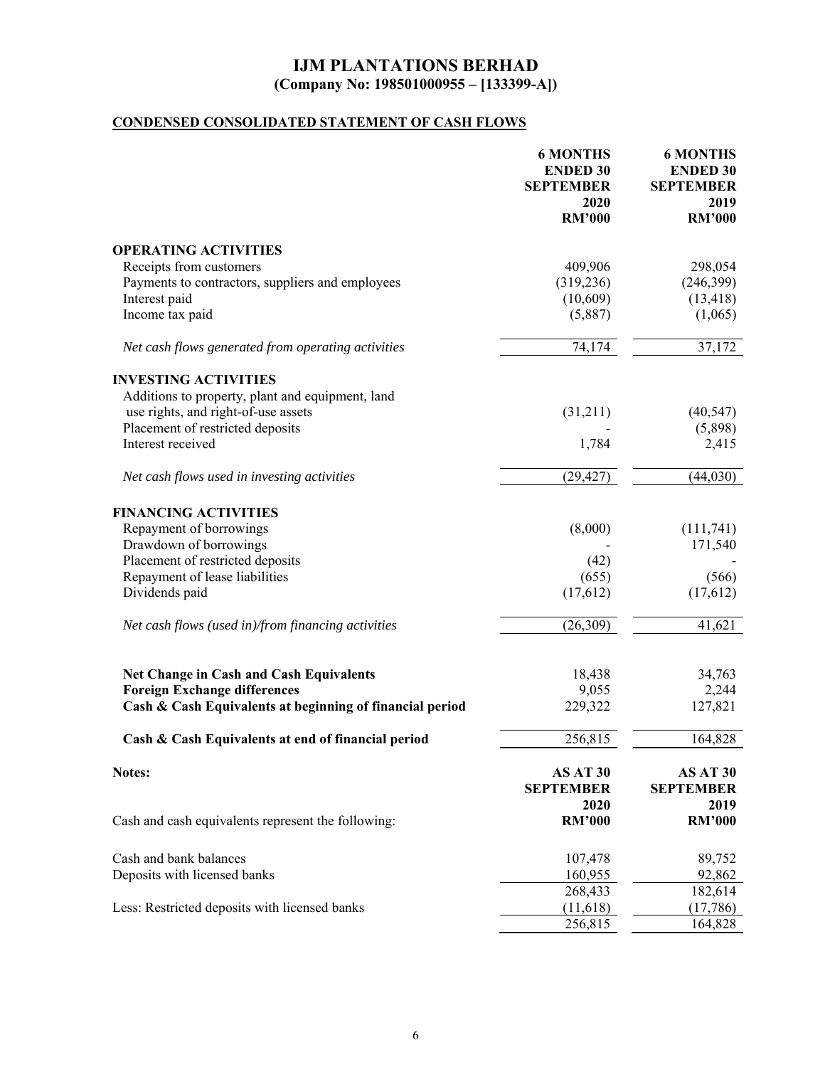# IJM PLANTATIONS BERHAD
## (Company No: 198501000955 – [133399-A])

**CONDENSED CONSOLIDATED STATEMENT OF CASH FLOWS**

| | 6 MONTHS ENDED 30 SEPTEMBER 2020 RM'000 | 6 MONTHS ENDED 30 SEPTEMBER 2019 RM'000 |
|---|---|---|
| **OPERATING ACTIVITIES** | | |
| Receipts from customers | 409,906 | 298,054 |
| Payments to contractors, suppliers and employees | (319,236) | (246,399) |
| Interest paid | (10,609) | (13,418) |
| Income tax paid | (5,887) | (1,065) |
| *Net cash flows generated from operating activities* | 74,174 | 37,172 |
| **INVESTING ACTIVITIES** | | |
| Additions to property, plant and equipment, land use rights, and right-of-use assets | (31,211) | (40,547) |
| Placement of restricted deposits | - | (5,898) |
| Interest received | 1,784 | 2,415 |
| *Net cash flows used in investing activities* | (29,427) | (44,030) |
| **FINANCING ACTIVITIES** | | |
| Repayment of borrowings | (8,000) | (111,741) |
| Drawdown of borrowings | - | 171,540 |
| Placement of restricted deposits | (42) | - |
| Repayment of lease liabilities | (655) | (566) |
| Dividends paid | (17,612) | (17,612) |
| *Net cash flows (used in)/from financing activities* | (26,309) | 41,621 |
| **Net Change in Cash and Cash Equivalents** | 18,438 | 34,763 |
| **Foreign Exchange differences** | 9,055 | 2,244 |
| **Cash & Cash Equivalents at beginning of financial period** | 229,322 | 127,821 |
| **Cash & Cash Equivalents at end of financial period** | 256,815 | 164,828 |

| **Notes:** | **AS AT 30 SEPTEMBER 2020 RM'000** | **AS AT 30 SEPTEMBER 2019 RM'000** |
|---|---|---|
| Cash and cash equivalents represent the following: | | |
| Cash and bank balances | 107,478 | 89,752 |
| Deposits with licensed banks | 160,955 | 92,862 |
| | 268,433 | 182,614 |
| Less: Restricted deposits with licensed banks | (11,618) | (17,786) |
| | 256,815 | 164,828 |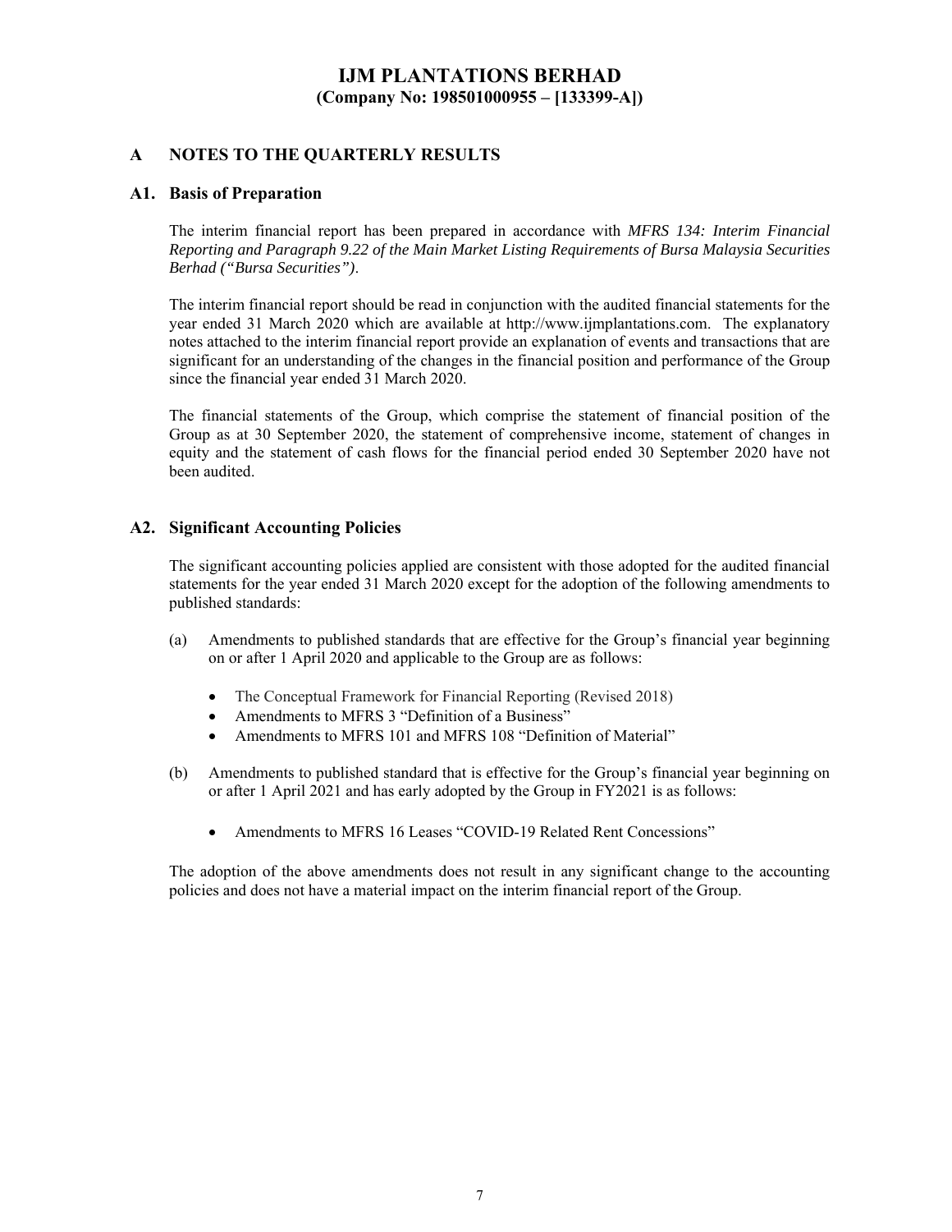# IJM PLANTATIONS BERHAD
**(Company No: 198501000955 – [133399-A])**

## A NOTES TO THE QUARTERLY RESULTS

### A1. Basis of Preparation

The interim financial report has been prepared in accordance with *MFRS 134: Interim Financial Reporting and Paragraph 9.22 of the Main Market Listing Requirements of Bursa Malaysia Securities Berhad ("Bursa Securities")*.

The interim financial report should be read in conjunction with the audited financial statements for the year ended 31 March 2020 which are available at http://www.ijmplantations.com. The explanatory notes attached to the interim financial report provide an explanation of events and transactions that are significant for an understanding of the changes in the financial position and performance of the Group since the financial year ended 31 March 2020.

The financial statements of the Group, which comprise the statement of financial position of the Group as at 30 September 2020, the statement of comprehensive income, statement of changes in equity and the statement of cash flows for the financial period ended 30 September 2020 have not been audited.

### A2. Significant Accounting Policies

The significant accounting policies applied are consistent with those adopted for the audited financial statements for the year ended 31 March 2020 except for the adoption of the following amendments to published standards:

(a) Amendments to published standards that are effective for the Group's financial year beginning on or after 1 April 2020 and applicable to the Group are as follows:

- The Conceptual Framework for Financial Reporting (Revised 2018)
- Amendments to MFRS 3 "Definition of a Business"
- Amendments to MFRS 101 and MFRS 108 "Definition of Material"

(b) Amendments to published standard that is effective for the Group's financial year beginning on or after 1 April 2021 and has early adopted by the Group in FY2021 is as follows:

- Amendments to MFRS 16 Leases "COVID-19 Related Rent Concessions"

The adoption of the above amendments does not result in any significant change to the accounting policies and does not have a material impact on the interim financial report of the Group.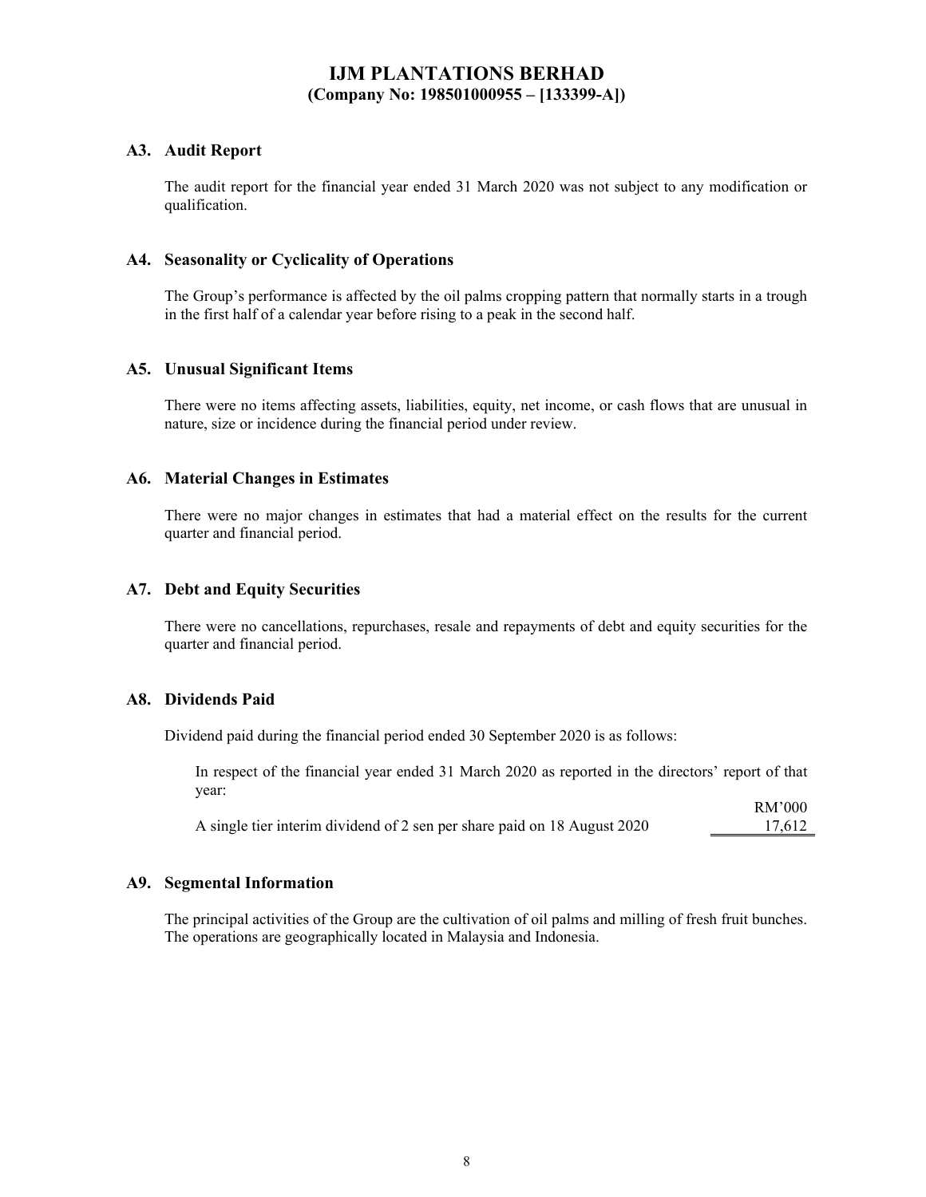## A3. Audit Report

The audit report for the financial year ended 31 March 2020 was not subject to any modification or qualification.

## A4. Seasonality or Cyclicality of Operations

The Group's performance is affected by the oil palms cropping pattern that normally starts in a trough in the first half of a calendar year before rising to a peak in the second half.

## A5. Unusual Significant Items

There were no items affecting assets, liabilities, equity, net income, or cash flows that are unusual in nature, size or incidence during the financial period under review.

## A6. Material Changes in Estimates

There were no major changes in estimates that had a material effect on the results for the current quarter and financial period.

## A7. Debt and Equity Securities

There were no cancellations, repurchases, resale and repayments of debt and equity securities for the quarter and financial period.

## A8. Dividends Paid

Dividend paid during the financial period ended 30 September 2020 is as follows:

In respect of the financial year ended 31 March 2020 as reported in the directors' report of that year:

| | RM'000 |
|---|---|
| A single tier interim dividend of 2 sen per share paid on 18 August 2020 | 17,612 |

## A9. Segmental Information

The principal activities of the Group are the cultivation of oil palms and milling of fresh fruit bunches. The operations are geographically located in Malaysia and Indonesia.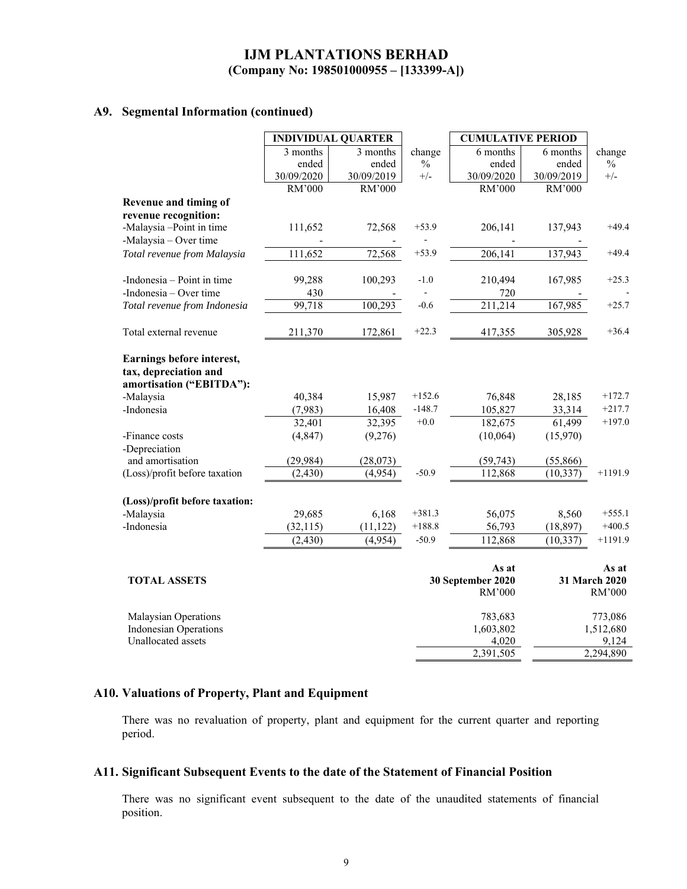**IJM PLANTATIONS BERHAD**
**(Company No: 198501000955 – [133399-A])**

## A9. Segmental Information (continued)

| | INDIVIDUAL QUARTER | | | CUMULATIVE PERIOD | | |
|---|---|---|---|---|---|---|
| | 3 months ended 30/09/2020 | 3 months ended 30/09/2019 | change % +/- | 6 months ended 30/09/2020 | 6 months ended 30/09/2019 | change % +/- |
| | RM'000 | RM'000 | | RM'000 | RM'000 | |
| **Revenue and timing of revenue recognition:** | | | | | | |
| -Malaysia –Point in time | 111,652 | 72,568 | +53.9 | 206,141 | 137,943 | +49.4 |
| -Malaysia – Over time | - | - | - | - | - | |
| *Total revenue from Malaysia* | 111,652 | 72,568 | +53.9 | 206,141 | 137,943 | +49.4 |
| -Indonesia – Point in time | 99,288 | 100,293 | -1.0 | 210,494 | 167,985 | +25.3 |
| -Indonesia – Over time | 430 | - | - | 720 | - | - |
| *Total revenue from Indonesia* | 99,718 | 100,293 | -0.6 | 211,214 | 167,985 | +25.7 |
| Total external revenue | 211,370 | 172,861 | +22.3 | 417,355 | 305,928 | +36.4 |
| **Earnings before interest, tax, depreciation and amortisation ("EBITDA"):** | | | | | | |
| -Malaysia | 40,384 | 15,987 | +152.6 | 76,848 | 28,185 | +172.7 |
| -Indonesia | (7,983) | 16,408 | -148.7 | 105,827 | 33,314 | +217.7 |
| | 32,401 | 32,395 | +0.0 | 182,675 | 61,499 | +197.0 |
| -Finance costs | (4,847) | (9,276) | | (10,064) | (15,970) | |
| -Depreciation and amortisation | (29,984) | (28,073) | | (59,743) | (55,866) | |
| (Loss)/profit before taxation | (2,430) | (4,954) | -50.9 | 112,868 | (10,337) | +1191.9 |
| **(Loss)/profit before taxation:** | | | | | | |
| -Malaysia | 29,685 | 6,168 | +381.3 | 56,075 | 8,560 | +555.1 |
| -Indonesia | (32,115) | (11,122) | +188.8 | 56,793 | (18,897) | +400.5 |
| | (2,430) | (4,954) | -50.9 | 112,868 | (10,337) | +1191.9 |

| **TOTAL ASSETS** | **As at 30 September 2020** RM'000 | **As at 31 March 2020** RM'000 |
|---|---|---|
| Malaysian Operations | 783,683 | 773,086 |
| Indonesian Operations | 1,603,802 | 1,512,680 |
| Unallocated assets | 4,020 | 9,124 |
| | 2,391,505 | 2,294,890 |

## A10. Valuations of Property, Plant and Equipment

There was no revaluation of property, plant and equipment for the current quarter and reporting period.

## A11. Significant Subsequent Events to the date of the Statement of Financial Position

There was no significant event subsequent to the date of the unaudited statements of financial position.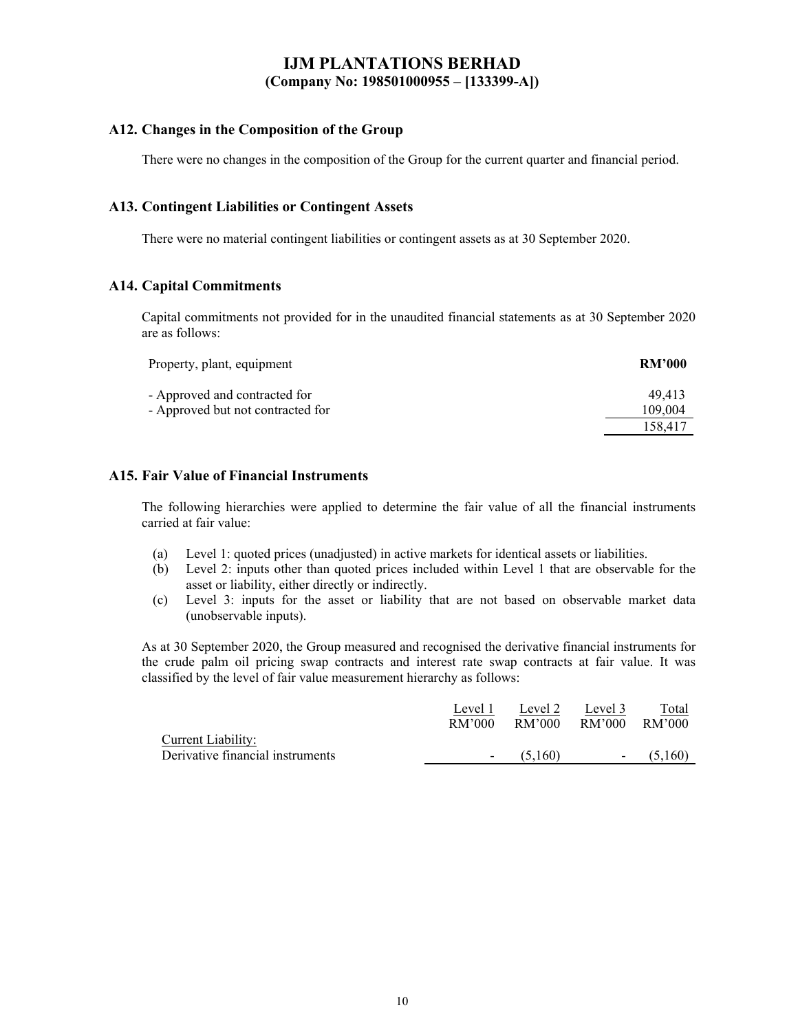# IJM PLANTATIONS BERHAD
**(Company No: 198501000955 – [133399-A])**

## A12. Changes in the Composition of the Group

There were no changes in the composition of the Group for the current quarter and financial period.

## A13. Contingent Liabilities or Contingent Assets

There were no material contingent liabilities or contingent assets as at 30 September 2020.

## A14. Capital Commitments

Capital commitments not provided for in the unaudited financial statements as at 30 September 2020 are as follows:

| Property, plant, equipment | **RM'000** |
|---|---|
| - Approved and contracted for | 49,413 |
| - Approved but not contracted for | 109,004 |
| | 158,417 |

## A15. Fair Value of Financial Instruments

The following hierarchies were applied to determine the fair value of all the financial instruments carried at fair value:

(a) Level 1: quoted prices (unadjusted) in active markets for identical assets or liabilities.
(b) Level 2: inputs other than quoted prices included within Level 1 that are observable for the asset or liability, either directly or indirectly.
(c) Level 3: inputs for the asset or liability that are not based on observable market data (unobservable inputs).

As at 30 September 2020, the Group measured and recognised the derivative financial instruments for the crude palm oil pricing swap contracts and interest rate swap contracts at fair value. It was classified by the level of fair value measurement hierarchy as follows:

| | Level 1<br>RM'000 | Level 2<br>RM'000 | Level 3<br>RM'000 | Total<br>RM'000 |
|---|---|---|---|---|
| Current Liability: | | | | |
| Derivative financial instruments | - | (5,160) | - | (5,160) |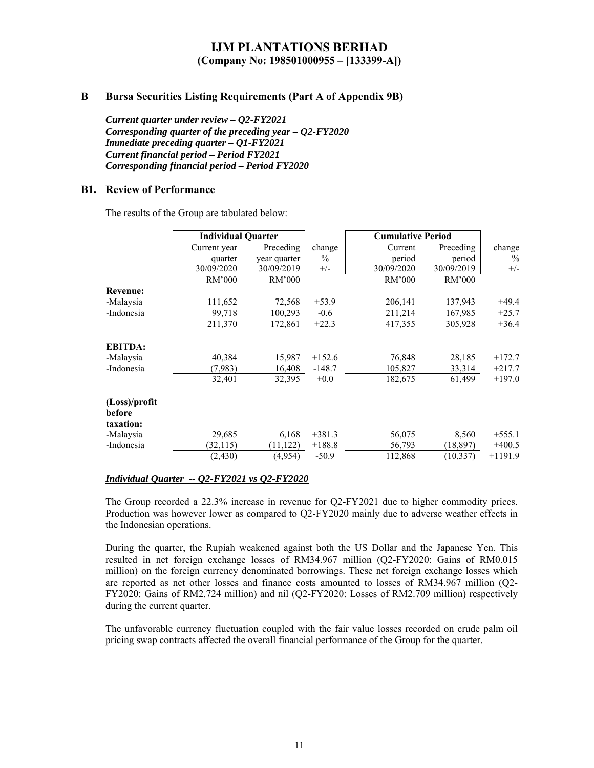# IJM PLANTATIONS BERHAD

**(Company No: 198501000955 – [133399-A])**

## B Bursa Securities Listing Requirements (Part A of Appendix 9B)

***Current quarter under review – Q2-FY2021***
***Corresponding quarter of the preceding year – Q2-FY2020***
***Immediate preceding quarter – Q1-FY2021***
***Current financial period – Period FY2021***
***Corresponding financial period – Period FY2020***

### B1. Review of Performance

The results of the Group are tabulated below:

| | **Individual Quarter** | | | **Cumulative Period** | | |
|---|---|---|---|---|---|---|
| | Current year quarter 30/09/2020 | Preceding year quarter 30/09/2019 | change % +/- | Current period 30/09/2020 | Preceding period 30/09/2019 | change % +/- |
| | RM'000 | RM'000 | | RM'000 | RM'000 | |
| **Revenue:** | | | | | | |
| -Malaysia | 111,652 | 72,568 | +53.9 | 206,141 | 137,943 | +49.4 |
| -Indonesia | 99,718 | 100,293 | -0.6 | 211,214 | 167,985 | +25.7 |
| | 211,370 | 172,861 | +22.3 | 417,355 | 305,928 | +36.4 |
| **EBITDA:** | | | | | | |
| -Malaysia | 40,384 | 15,987 | +152.6 | 76,848 | 28,185 | +172.7 |
| -Indonesia | (7,983) | 16,408 | -148.7 | 105,827 | 33,314 | +217.7 |
| | 32,401 | 32,395 | +0.0 | 182,675 | 61,499 | +197.0 |
| **(Loss)/profit before taxation:** | | | | | | |
| -Malaysia | 29,685 | 6,168 | +381.3 | 56,075 | 8,560 | +555.1 |
| -Indonesia | (32,115) | (11,122) | +188.8 | 56,793 | (18,897) | +400.5 |
| | (2,430) | (4,954) | -50.9 | 112,868 | (10,337) | +1191.9 |

***Individual Quarter -- Q2-FY2021 vs Q2-FY2020***

The Group recorded a 22.3% increase in revenue for Q2-FY2021 due to higher commodity prices. Production was however lower as compared to Q2-FY2020 mainly due to adverse weather effects in the Indonesian operations.

During the quarter, the Rupiah weakened against both the US Dollar and the Japanese Yen. This resulted in net foreign exchange losses of RM34.967 million (Q2-FY2020: Gains of RM0.015 million) on the foreign currency denominated borrowings. These net foreign exchange losses which are reported as net other losses and finance costs amounted to losses of RM34.967 million (Q2-FY2020: Gains of RM2.724 million) and nil (Q2-FY2020: Losses of RM2.709 million) respectively during the current quarter.

The unfavorable currency fluctuation coupled with the fair value losses recorded on crude palm oil pricing swap contracts affected the overall financial performance of the Group for the quarter.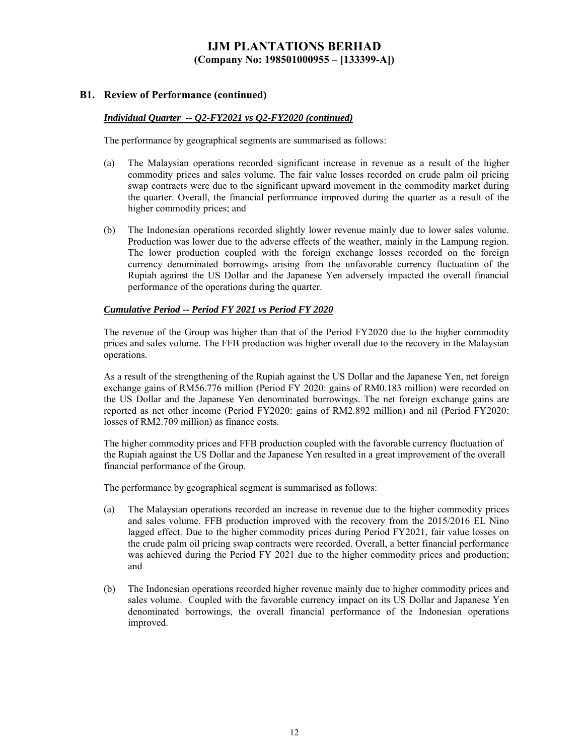# IJM PLANTATIONS BERHAD
**(Company No: 198501000955 – [133399-A])**

## B1. Review of Performance (continued)

***Individual Quarter -- Q2-FY2021 vs Q2-FY2020 (continued)***

The performance by geographical segments are summarised as follows:

(a) The Malaysian operations recorded significant increase in revenue as a result of the higher commodity prices and sales volume. The fair value losses recorded on crude palm oil pricing swap contracts were due to the significant upward movement in the commodity market during the quarter. Overall, the financial performance improved during the quarter as a result of the higher commodity prices; and

(b) The Indonesian operations recorded slightly lower revenue mainly due to lower sales volume. Production was lower due to the adverse effects of the weather, mainly in the Lampung region. The lower production coupled with the foreign exchange losses recorded on the foreign currency denominated borrowings arising from the unfavorable currency fluctuation of the Rupiah against the US Dollar and the Japanese Yen adversely impacted the overall financial performance of the operations during the quarter.

***Cumulative Period -- Period FY 2021 vs Period FY 2020***

The revenue of the Group was higher than that of the Period FY2020 due to the higher commodity prices and sales volume. The FFB production was higher overall due to the recovery in the Malaysian operations.

As a result of the strengthening of the Rupiah against the US Dollar and the Japanese Yen, net foreign exchange gains of RM56.776 million (Period FY 2020: gains of RM0.183 million) were recorded on the US Dollar and the Japanese Yen denominated borrowings. The net foreign exchange gains are reported as net other income (Period FY2020: gains of RM2.892 million) and nil (Period FY2020: losses of RM2.709 million) as finance costs.

The higher commodity prices and FFB production coupled with the favorable currency fluctuation of the Rupiah against the US Dollar and the Japanese Yen resulted in a great improvement of the overall financial performance of the Group.

The performance by geographical segment is summarised as follows:

(a) The Malaysian operations recorded an increase in revenue due to the higher commodity prices and sales volume. FFB production improved with the recovery from the 2015/2016 EL Nino lagged effect. Due to the higher commodity prices during Period FY2021, fair value losses on the crude palm oil pricing swap contracts were recorded. Overall, a better financial performance was achieved during the Period FY 2021 due to the higher commodity prices and production; and

(b) The Indonesian operations recorded higher revenue mainly due to higher commodity prices and sales volume. Coupled with the favorable currency impact on its US Dollar and Japanese Yen denominated borrowings, the overall financial performance of the Indonesian operations improved.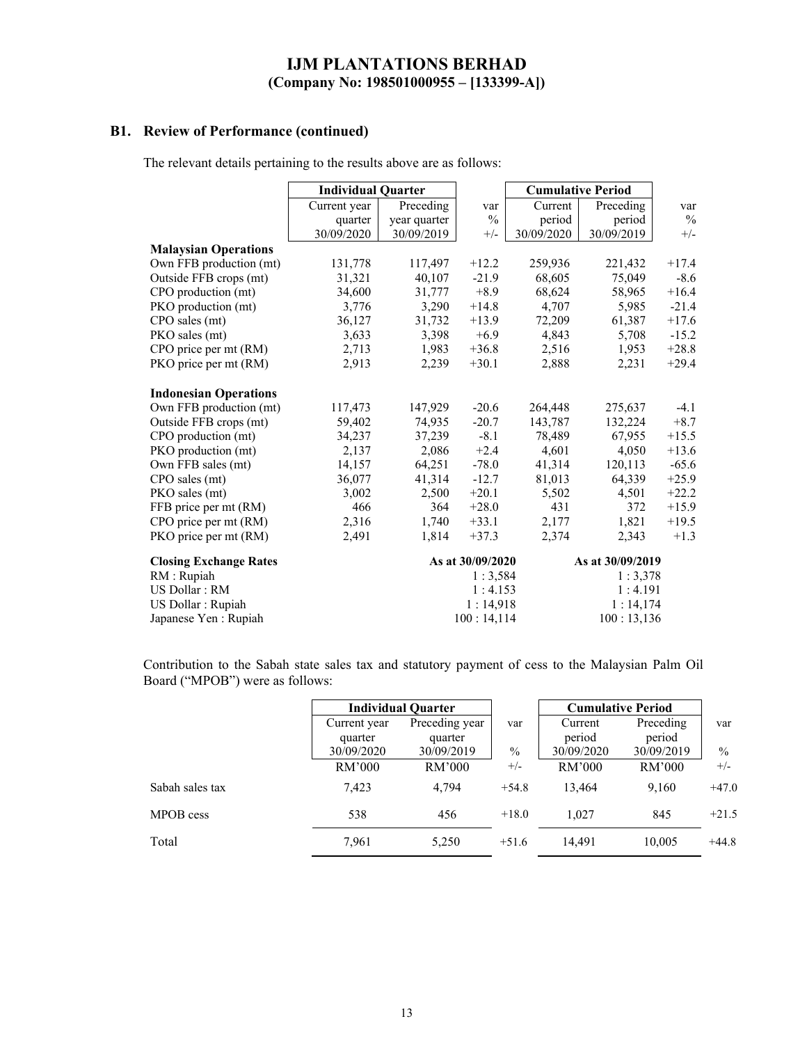## B1. Review of Performance (continued)

The relevant details pertaining to the results above are as follows:

| | Individual Quarter | | | Cumulative Period | | |
|---|---|---|---|---|---|---|
| | Current year quarter 30/09/2020 | Preceding year quarter 30/09/2019 | var % +/- | Current period 30/09/2020 | Preceding period 30/09/2019 | var % +/- |
| **Malaysian Operations** | | | | | | |
| Own FFB production (mt) | 131,778 | 117,497 | +12.2 | 259,936 | 221,432 | +17.4 |
| Outside FFB crops (mt) | 31,321 | 40,107 | -21.9 | 68,605 | 75,049 | -8.6 |
| CPO production (mt) | 34,600 | 31,777 | +8.9 | 68,624 | 58,965 | +16.4 |
| PKO production (mt) | 3,776 | 3,290 | +14.8 | 4,707 | 5,985 | -21.4 |
| CPO sales (mt) | 36,127 | 31,732 | +13.9 | 72,209 | 61,387 | +17.6 |
| PKO sales (mt) | 3,633 | 3,398 | +6.9 | 4,843 | 5,708 | -15.2 |
| CPO price per mt (RM) | 2,713 | 1,983 | +36.8 | 2,516 | 1,953 | +28.8 |
| PKO price per mt (RM) | 2,913 | 2,239 | +30.1 | 2,888 | 2,231 | +29.4 |
| **Indonesian Operations** | | | | | | |
| Own FFB production (mt) | 117,473 | 147,929 | -20.6 | 264,448 | 275,637 | -4.1 |
| Outside FFB crops (mt) | 59,402 | 74,935 | -20.7 | 143,787 | 132,224 | +8.7 |
| CPO production (mt) | 34,237 | 37,239 | -8.1 | 78,489 | 67,955 | +15.5 |
| PKO production (mt) | 2,137 | 2,086 | +2.4 | 4,601 | 4,050 | +13.6 |
| Own FFB sales (mt) | 14,157 | 64,251 | -78.0 | 41,314 | 120,113 | -65.6 |
| CPO sales (mt) | 36,077 | 41,314 | -12.7 | 81,013 | 64,339 | +25.9 |
| PKO sales (mt) | 3,002 | 2,500 | +20.1 | 5,502 | 4,501 | +22.2 |
| FFB price per mt (RM) | 466 | 364 | +28.0 | 431 | 372 | +15.9 |
| CPO price per mt (RM) | 2,316 | 1,740 | +33.1 | 2,177 | 1,821 | +19.5 |
| PKO price per mt (RM) | 2,491 | 1,814 | +37.3 | 2,374 | 2,343 | +1.3 |

| **Closing Exchange Rates** | As at 30/09/2020 | As at 30/09/2019 |
|---|---|---|
| RM : Rupiah | 1 : 3,584 | 1 : 3,378 |
| US Dollar : RM | 1 : 4.153 | 1 : 4.191 |
| US Dollar : Rupiah | 1 : 14,918 | 1 : 14,174 |
| Japanese Yen : Rupiah | 100 : 14,114 | 100 : 13,136 |

Contribution to the Sabah state sales tax and statutory payment of cess to the Malaysian Palm Oil Board ("MPOB") were as follows:

| | Individual Quarter | | | Cumulative Period | | |
|---|---|---|---|---|---|---|
| | Current year quarter 30/09/2020 RM'000 | Preceding year quarter 30/09/2019 RM'000 | var % +/- | Current period 30/09/2020 RM'000 | Preceding period 30/09/2019 RM'000 | var % +/- |
| Sabah sales tax | 7,423 | 4,794 | +54.8 | 13,464 | 9,160 | +47.0 |
| MPOB cess | 538 | 456 | +18.0 | 1,027 | 845 | +21.5 |
| Total | 7,961 | 5,250 | +51.6 | 14,491 | 10,005 | +44.8 |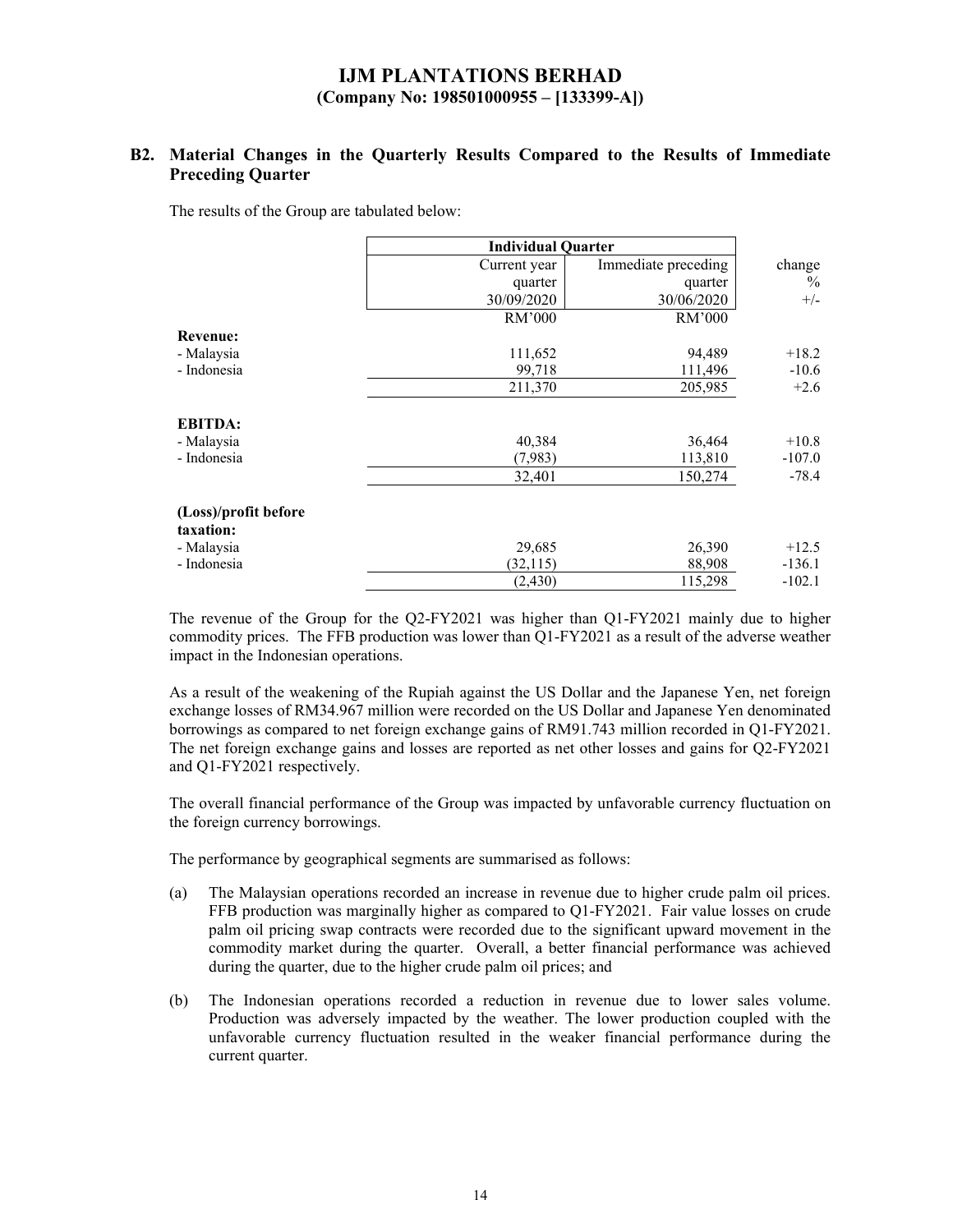# IJM PLANTATIONS BERHAD
**(Company No: 198501000955 – [133399-A])**

## B2. Material Changes in the Quarterly Results Compared to the Results of Immediate Preceding Quarter

The results of the Group are tabulated below:

| | Individual Quarter | | |
|---|---|---|---|
| | Current year quarter 30/09/2020 | Immediate preceding quarter 30/06/2020 | change % +/- |
| | RM'000 | RM'000 | |
| **Revenue:** | | | |
| - Malaysia | 111,652 | 94,489 | +18.2 |
| - Indonesia | 99,718 | 111,496 | -10.6 |
| | 211,370 | 205,985 | +2.6 |
| **EBITDA:** | | | |
| - Malaysia | 40,384 | 36,464 | +10.8 |
| - Indonesia | (7,983) | 113,810 | -107.0 |
| | 32,401 | 150,274 | -78.4 |
| **(Loss)/profit before taxation:** | | | |
| - Malaysia | 29,685 | 26,390 | +12.5 |
| - Indonesia | (32,115) | 88,908 | -136.1 |
| | (2,430) | 115,298 | -102.1 |

The revenue of the Group for the Q2-FY2021 was higher than Q1-FY2021 mainly due to higher commodity prices. The FFB production was lower than Q1-FY2021 as a result of the adverse weather impact in the Indonesian operations.

As a result of the weakening of the Rupiah against the US Dollar and the Japanese Yen, net foreign exchange losses of RM34.967 million were recorded on the US Dollar and Japanese Yen denominated borrowings as compared to net foreign exchange gains of RM91.743 million recorded in Q1-FY2021. The net foreign exchange gains and losses are reported as net other losses and gains for Q2-FY2021 and Q1-FY2021 respectively.

The overall financial performance of the Group was impacted by unfavorable currency fluctuation on the foreign currency borrowings.

The performance by geographical segments are summarised as follows:

(a) The Malaysian operations recorded an increase in revenue due to higher crude palm oil prices. FFB production was marginally higher as compared to Q1-FY2021. Fair value losses on crude palm oil pricing swap contracts were recorded due to the significant upward movement in the commodity market during the quarter. Overall, a better financial performance was achieved during the quarter, due to the higher crude palm oil prices; and

(b) The Indonesian operations recorded a reduction in revenue due to lower sales volume. Production was adversely impacted by the weather. The lower production coupled with the unfavorable currency fluctuation resulted in the weaker financial performance during the current quarter.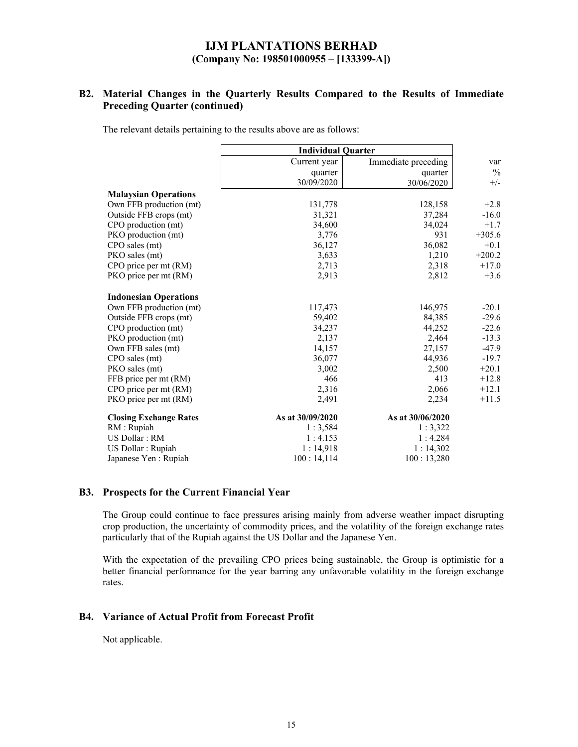## B2. Material Changes in the Quarterly Results Compared to the Results of Immediate Preceding Quarter (continued)

The relevant details pertaining to the results above are as follows:

| | Individual Quarter | | |
|---|---|---|---|
| | Current year quarter 30/09/2020 | Immediate preceding quarter 30/06/2020 | var % +/- |
| **Malaysian Operations** | | | |
| Own FFB production (mt) | 131,778 | 128,158 | +2.8 |
| Outside FFB crops (mt) | 31,321 | 37,284 | -16.0 |
| CPO production (mt) | 34,600 | 34,024 | +1.7 |
| PKO production (mt) | 3,776 | 931 | +305.6 |
| CPO sales (mt) | 36,127 | 36,082 | +0.1 |
| PKO sales (mt) | 3,633 | 1,210 | +200.2 |
| CPO price per mt (RM) | 2,713 | 2,318 | +17.0 |
| PKO price per mt (RM) | 2,913 | 2,812 | +3.6 |
| **Indonesian Operations** | | | |
| Own FFB production (mt) | 117,473 | 146,975 | -20.1 |
| Outside FFB crops (mt) | 59,402 | 84,385 | -29.6 |
| CPO production (mt) | 34,237 | 44,252 | -22.6 |
| PKO production (mt) | 2,137 | 2,464 | -13.3 |
| Own FFB sales (mt) | 14,157 | 27,157 | -47.9 |
| CPO sales (mt) | 36,077 | 44,936 | -19.7 |
| PKO sales (mt) | 3,002 | 2,500 | +20.1 |
| FFB price per mt (RM) | 466 | 413 | +12.8 |
| CPO price per mt (RM) | 2,316 | 2,066 | +12.1 |
| PKO price per mt (RM) | 2,491 | 2,234 | +11.5 |
| **Closing Exchange Rates** | **As at 30/09/2020** | **As at 30/06/2020** | |
| RM : Rupiah | 1 : 3,584 | 1 : 3,322 | |
| US Dollar : RM | 1 : 4.153 | 1 : 4.284 | |
| US Dollar : Rupiah | 1 : 14,918 | 1 : 14,302 | |
| Japanese Yen : Rupiah | 100 : 14,114 | 100 : 13,280 | |

## B3. Prospects for the Current Financial Year

The Group could continue to face pressures arising mainly from adverse weather impact disrupting crop production, the uncertainty of commodity prices, and the volatility of the foreign exchange rates particularly that of the Rupiah against the US Dollar and the Japanese Yen.

With the expectation of the prevailing CPO prices being sustainable, the Group is optimistic for a better financial performance for the year barring any unfavorable volatility in the foreign exchange rates.

## B4. Variance of Actual Profit from Forecast Profit

Not applicable.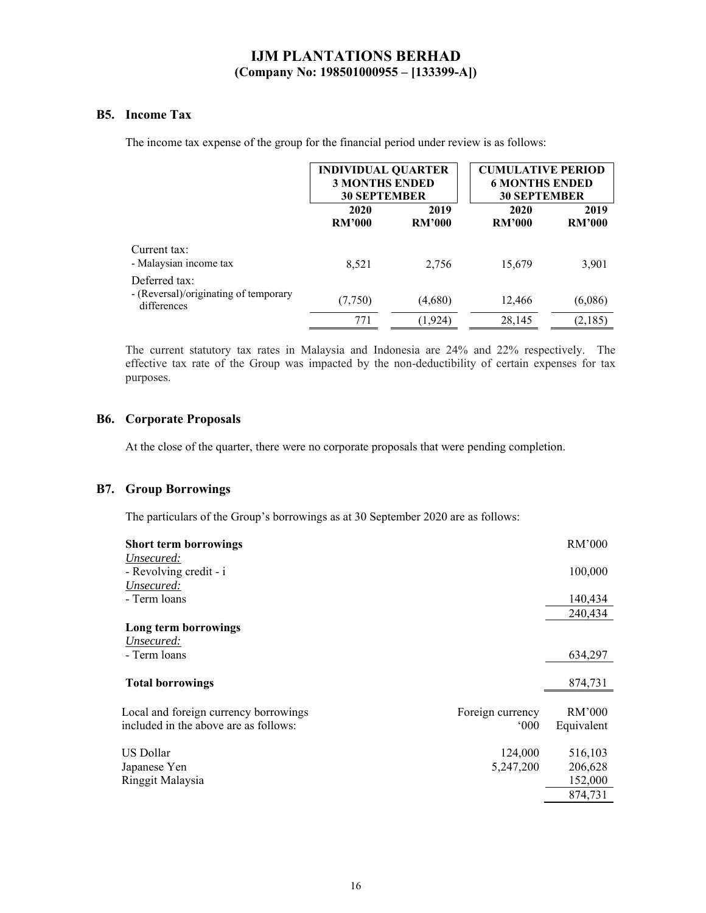# IJM PLANTATIONS BERHAD
**(Company No: 198501000955 – [133399-A])**

## B5. Income Tax

The income tax expense of the group for the financial period under review is as follows:

| | INDIVIDUAL QUARTER 3 MONTHS ENDED 30 SEPTEMBER | | CUMULATIVE PERIOD 6 MONTHS ENDED 30 SEPTEMBER | |
|---|---|---|---|---|
| | **2020 RM'000** | **2019 RM'000** | **2020 RM'000** | **2019 RM'000** |
| Current tax: | | | | |
| - Malaysian income tax | 8,521 | 2,756 | 15,679 | 3,901 |
| Deferred tax: | | | | |
| - (Reversal)/originating of temporary differences | (7,750) | (4,680) | 12,466 | (6,086) |
| | 771 | (1,924) | 28,145 | (2,185) |

The current statutory tax rates in Malaysia and Indonesia are 24% and 22% respectively. The effective tax rate of the Group was impacted by the non-deductibility of certain expenses for tax purposes.

## B6. Corporate Proposals

At the close of the quarter, there were no corporate proposals that were pending completion.

## B7. Group Borrowings

The particulars of the Group's borrowings as at 30 September 2020 are as follows:

| | RM'000 |
|---|---|
| **Short term borrowings** | |
| *Unsecured:* | |
| - Revolving credit - i | 100,000 |
| *Unsecured:* | |
| - Term loans | 140,434 |
| | 240,434 |
| **Long term borrowings** | |
| *Unsecured:* | |
| - Term loans | 634,297 |
| **Total borrowings** | 874,731 |

| Local and foreign currency borrowings included in the above are as follows: | Foreign currency '000 | RM'000 Equivalent |
|---|---|---|
| US Dollar | 124,000 | 516,103 |
| Japanese Yen | 5,247,200 | 206,628 |
| Ringgit Malaysia | | 152,000 |
| | | 874,731 |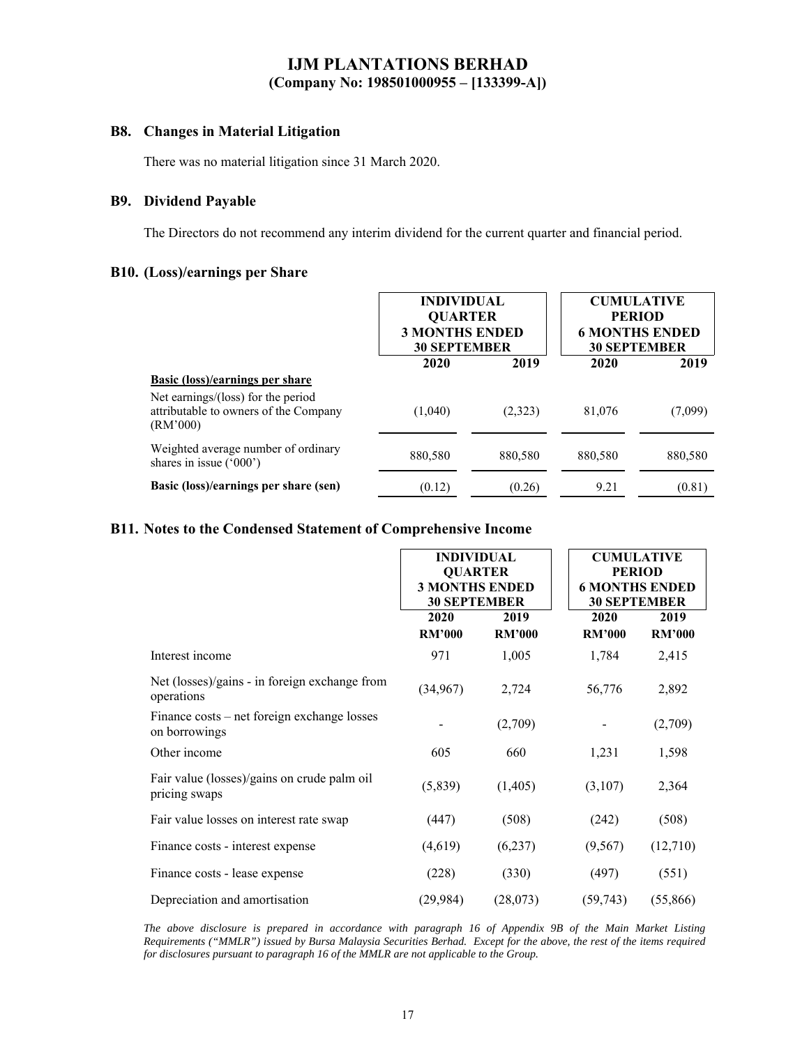# IJM PLANTATIONS BERHAD
**(Company No: 198501000955 – [133399-A])**

## B8. Changes in Material Litigation

There was no material litigation since 31 March 2020.

## B9. Dividend Payable

The Directors do not recommend any interim dividend for the current quarter and financial period.

## B10. (Loss)/earnings per Share

| | INDIVIDUAL QUARTER 3 MONTHS ENDED 30 SEPTEMBER | | CUMULATIVE PERIOD 6 MONTHS ENDED 30 SEPTEMBER | |
|---|---|---|---|---|
| | 2020 | 2019 | 2020 | 2019 |
| **Basic (loss)/earnings per share** | | | | |
| Net earnings/(loss) for the period attributable to owners of the Company (RM'000) | (1,040) | (2,323) | 81,076 | (7,099) |
| Weighted average number of ordinary shares in issue ('000') | 880,580 | 880,580 | 880,580 | 880,580 |
| **Basic (loss)/earnings per share (sen)** | (0.12) | (0.26) | 9.21 | (0.81) |

## B11. Notes to the Condensed Statement of Comprehensive Income

| | INDIVIDUAL QUARTER 3 MONTHS ENDED 30 SEPTEMBER | | CUMULATIVE PERIOD 6 MONTHS ENDED 30 SEPTEMBER | |
|---|---|---|---|---|
| | 2020 | 2019 | 2020 | 2019 |
| | RM'000 | RM'000 | RM'000 | RM'000 |
| Interest income | 971 | 1,005 | 1,784 | 2,415 |
| Net (losses)/gains - in foreign exchange from operations | (34,967) | 2,724 | 56,776 | 2,892 |
| Finance costs – net foreign exchange losses on borrowings | - | (2,709) | - | (2,709) |
| Other income | 605 | 660 | 1,231 | 1,598 |
| Fair value (losses)/gains on crude palm oil pricing swaps | (5,839) | (1,405) | (3,107) | 2,364 |
| Fair value losses on interest rate swap | (447) | (508) | (242) | (508) |
| Finance costs - interest expense | (4,619) | (6,237) | (9,567) | (12,710) |
| Finance costs - lease expense | (228) | (330) | (497) | (551) |
| Depreciation and amortisation | (29,984) | (28,073) | (59,743) | (55,866) |

*The above disclosure is prepared in accordance with paragraph 16 of Appendix 9B of the Main Market Listing Requirements ("MMLR") issued by Bursa Malaysia Securities Berhad. Except for the above, the rest of the items required for disclosures pursuant to paragraph 16 of the MMLR are not applicable to the Group.*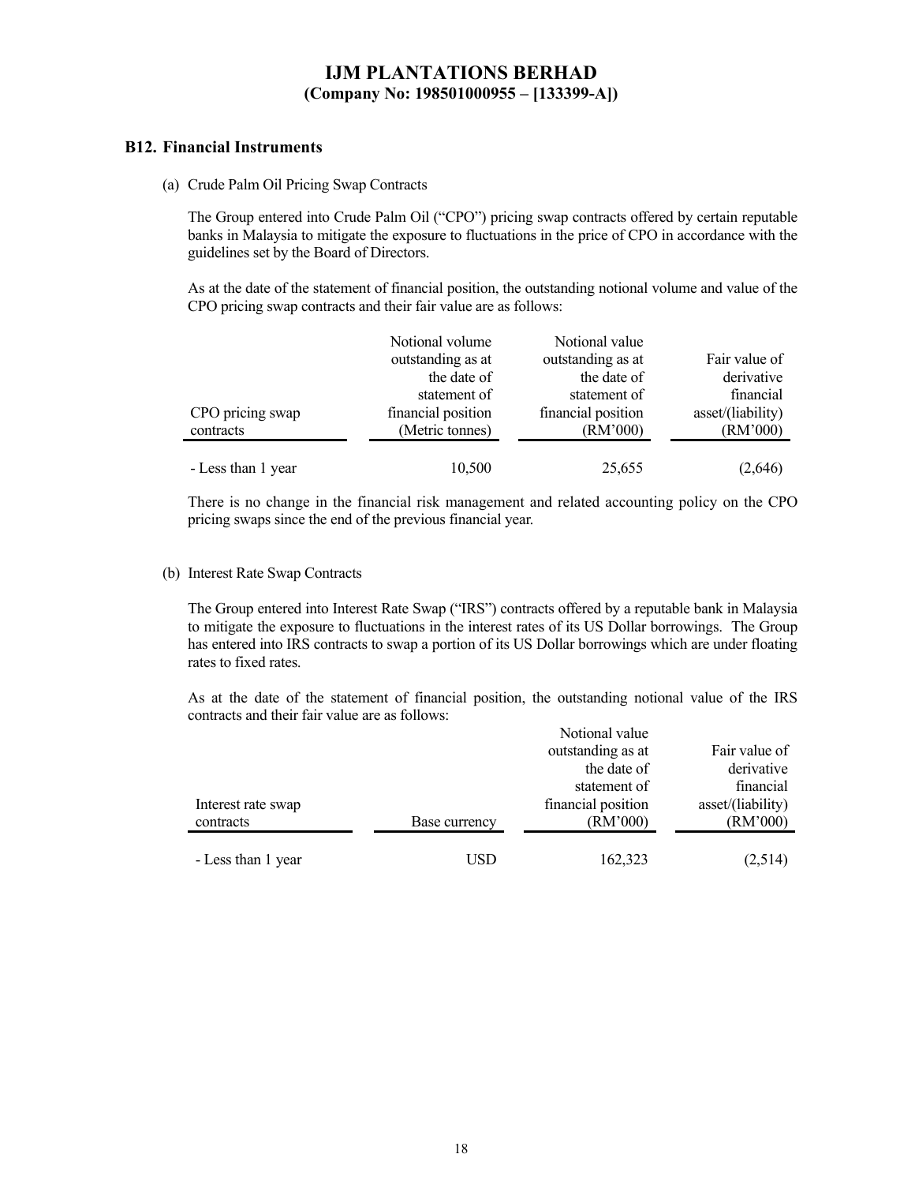**IJM PLANTATIONS BERHAD**
**(Company No: 198501000955 – [133399-A])**

## B12. Financial Instruments

(a) Crude Palm Oil Pricing Swap Contracts

The Group entered into Crude Palm Oil ("CPO") pricing swap contracts offered by certain reputable banks in Malaysia to mitigate the exposure to fluctuations in the price of CPO in accordance with the guidelines set by the Board of Directors.

As at the date of the statement of financial position, the outstanding notional volume and value of the CPO pricing swap contracts and their fair value are as follows:

| CPO pricing swap contracts | Notional volume outstanding as at the date of statement of financial position (Metric tonnes) | Notional value outstanding as at the date of statement of financial position (RM'000) | Fair value of derivative financial asset/(liability) (RM'000) |
|---|---|---|---|
| - Less than 1 year | 10,500 | 25,655 | (2,646) |

There is no change in the financial risk management and related accounting policy on the CPO pricing swaps since the end of the previous financial year.

(b) Interest Rate Swap Contracts

The Group entered into Interest Rate Swap ("IRS") contracts offered by a reputable bank in Malaysia to mitigate the exposure to fluctuations in the interest rates of its US Dollar borrowings. The Group has entered into IRS contracts to swap a portion of its US Dollar borrowings which are under floating rates to fixed rates.

As at the date of the statement of financial position, the outstanding notional value of the IRS contracts and their fair value are as follows:

| Interest rate swap contracts | Base currency | Notional value outstanding as at the date of statement of financial position (RM'000) | Fair value of derivative financial asset/(liability) (RM'000) |
|---|---|---|---|
| - Less than 1 year | USD | 162,323 | (2,514) |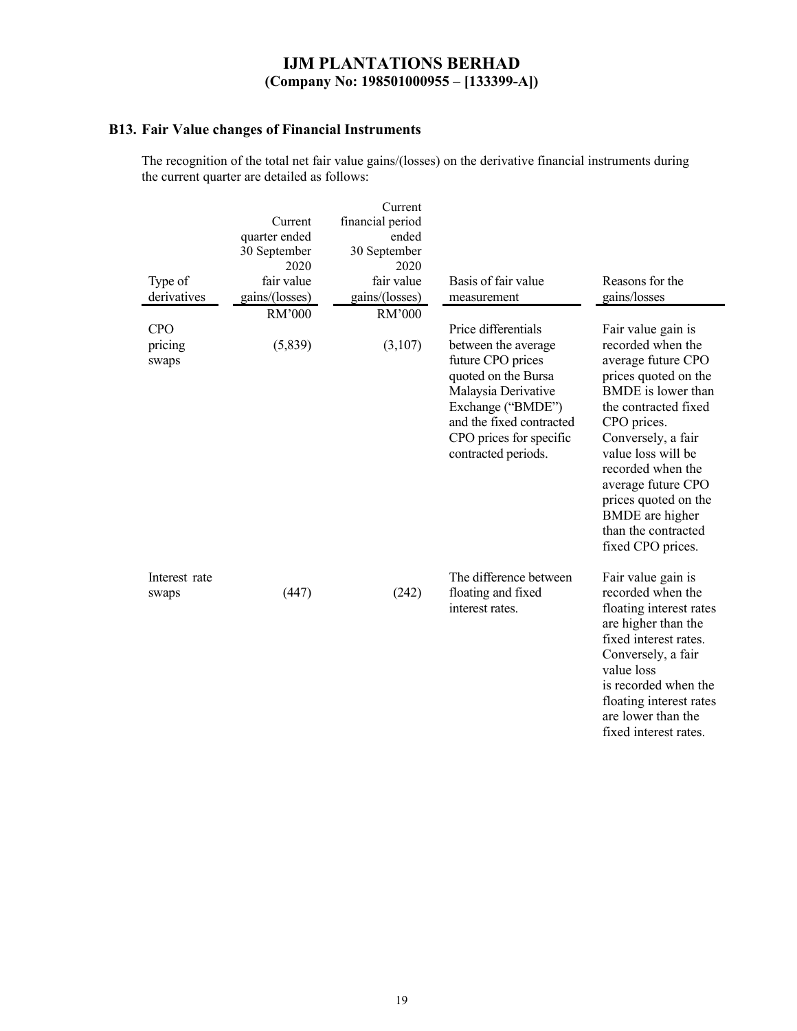## B13. Fair Value changes of Financial Instruments

The recognition of the total net fair value gains/(losses) on the derivative financial instruments during the current quarter are detailed as follows:

| Type of derivatives | Current quarter ended 30 September 2020 fair value gains/(losses) | Current financial period ended 30 September 2020 fair value gains/(losses) | Basis of fair value measurement | Reasons for the gains/losses |
|---|---|---|---|---|
| | RM'000 | RM'000 | | |
| CPO pricing swaps | (5,839) | (3,107) | Price differentials between the average future CPO prices quoted on the Bursa Malaysia Derivative Exchange ("BMDE") and the fixed contracted CPO prices for specific contracted periods. | Fair value gain is recorded when the average future CPO prices quoted on the BMDE is lower than the contracted fixed CPO prices. Conversely, a fair value loss will be recorded when the average future CPO prices quoted on the BMDE are higher than the contracted fixed CPO prices. |
| Interest rate swaps | (447) | (242) | The difference between floating and fixed interest rates. | Fair value gain is recorded when the floating interest rates are higher than the fixed interest rates. Conversely, a fair value loss is recorded when the floating interest rates are lower than the fixed interest rates. |